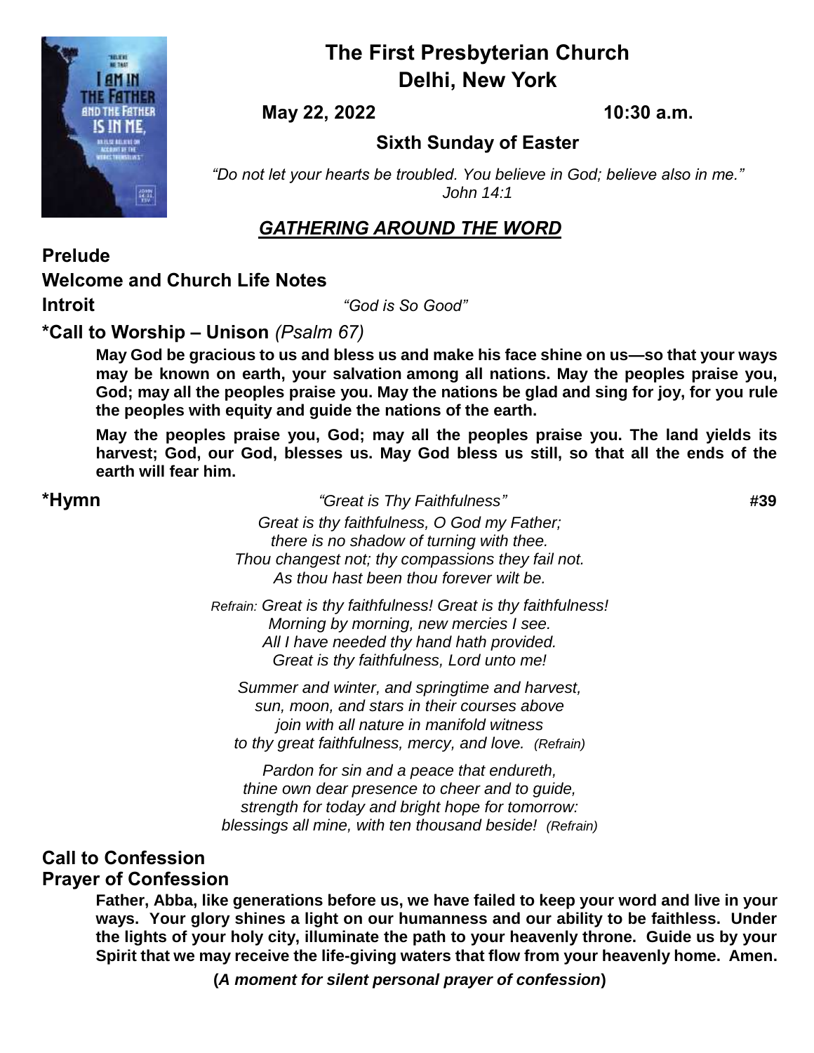# The First Presbyterian Church
## Delhi, New York

**May 22, 2022** **10:30 a.m.**

**Sixth Sunday of Easter**

*"Do not let your hearts be troubled. You believe in God; believe also in me."*
*John 14:1*

## ***GATHERING AROUND THE WORD***

**Prelude**

**Welcome and Church Life Notes**

**Introit** *"God is So Good"*

**\*Call to Worship – Unison** *(Psalm 67)*

**May God be gracious to us and bless us and make his face shine on us—so that your ways may be known on earth, your salvation among all nations. May the peoples praise you, God; may all the peoples praise you. May the nations be glad and sing for joy, for you rule the peoples with equity and guide the nations of the earth.**

**May the peoples praise you, God; may all the peoples praise you. The land yields its harvest; God, our God, blesses us. May God bless us still, so that all the ends of the earth will fear him.**

**\*Hymn** *"Great is Thy Faithfulness"* **#39**

*Great is thy faithfulness, O God my Father;*
*there is no shadow of turning with thee.*
*Thou changest not; thy compassions they fail not.*
*As thou hast been thou forever wilt be.*

Refrain: *Great is thy faithfulness! Great is thy faithfulness!*
*Morning by morning, new mercies I see.*
*All I have needed thy hand hath provided.*
*Great is thy faithfulness, Lord unto me!*

*Summer and winter, and springtime and harvest,*
*sun, moon, and stars in their courses above*
*join with all nature in manifold witness*
*to thy great faithfulness, mercy, and love. (Refrain)*

*Pardon for sin and a peace that endureth,*
*thine own dear presence to cheer and to guide,*
*strength for today and bright hope for tomorrow:*
*blessings all mine, with ten thousand beside! (Refrain)*

**Call to Confession**

**Prayer of Confession**

**Father, Abba, like generations before us, we have failed to keep your word and live in your ways. Your glory shines a light on our humanness and our ability to be faithless. Under the lights of your holy city, illuminate the path to your heavenly throne. Guide us by your Spirit that we may receive the life-giving waters that flow from your heavenly home. Amen.**

**(*A moment for silent personal prayer of confession*)**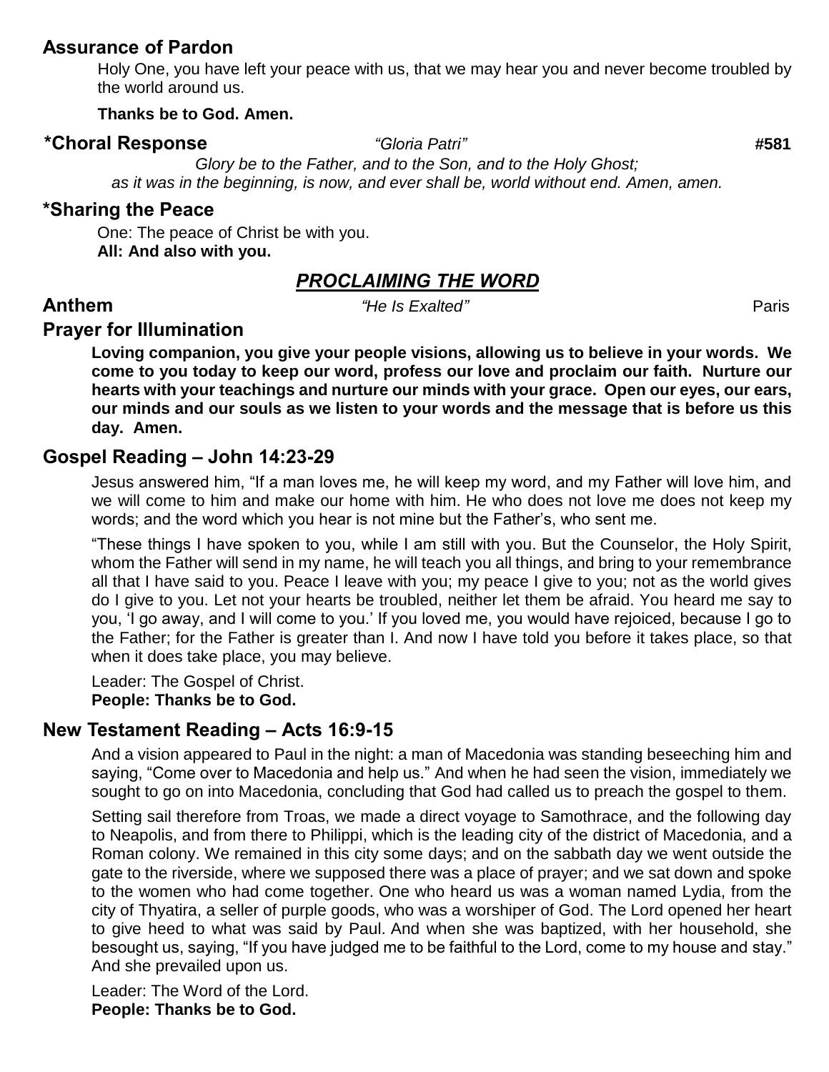## Assurance of Pardon

Holy One, you have left your peace with us, that we may hear you and never become troubled by the world around us.

**Thanks be to God. Amen.**

## *Choral Response *"Gloria Patri"* #581

*Glory be to the Father, and to the Son, and to the Holy Ghost;*
*as it was in the beginning, is now, and ever shall be, world without end. Amen, amen.*

## *Sharing the Peace

One: The peace of Christ be with you.
**All: And also with you.**

# ***PROCLAIMING THE WORD***

## Anthem *"He Is Exalted"* Paris

## Prayer for Illumination

**Loving companion, you give your people visions, allowing us to believe in your words. We come to you today to keep our word, profess our love and proclaim our faith. Nurture our hearts with your teachings and nurture our minds with your grace. Open our eyes, our ears, our minds and our souls as we listen to your words and the message that is before us this day. Amen.**

## Gospel Reading – John 14:23-29

Jesus answered him, "If a man loves me, he will keep my word, and my Father will love him, and we will come to him and make our home with him. He who does not love me does not keep my words; and the word which you hear is not mine but the Father's, who sent me.

"These things I have spoken to you, while I am still with you. But the Counselor, the Holy Spirit, whom the Father will send in my name, he will teach you all things, and bring to your remembrance all that I have said to you. Peace I leave with you; my peace I give to you; not as the world gives do I give to you. Let not your hearts be troubled, neither let them be afraid. You heard me say to you, 'I go away, and I will come to you.' If you loved me, you would have rejoiced, because I go to the Father; for the Father is greater than I. And now I have told you before it takes place, so that when it does take place, you may believe.

Leader: The Gospel of Christ.
**People: Thanks be to God.**

## New Testament Reading – Acts 16:9-15

And a vision appeared to Paul in the night: a man of Macedonia was standing beseeching him and saying, "Come over to Macedonia and help us." And when he had seen the vision, immediately we sought to go on into Macedonia, concluding that God had called us to preach the gospel to them.

Setting sail therefore from Troas, we made a direct voyage to Samothrace, and the following day to Neapolis, and from there to Philippi, which is the leading city of the district of Macedonia, and a Roman colony. We remained in this city some days; and on the sabbath day we went outside the gate to the riverside, where we supposed there was a place of prayer; and we sat down and spoke to the women who had come together. One who heard us was a woman named Lydia, from the city of Thyatira, a seller of purple goods, who was a worshiper of God. The Lord opened her heart to give heed to what was said by Paul. And when she was baptized, with her household, she besought us, saying, "If you have judged me to be faithful to the Lord, come to my house and stay." And she prevailed upon us.

Leader: The Word of the Lord.
**People: Thanks be to God.**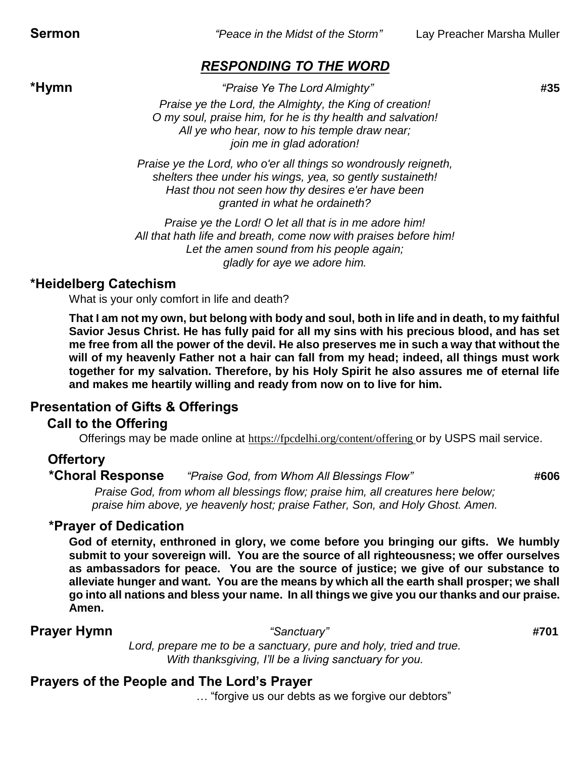**Sermon** *"Peace in the Midst of the Storm"* Lay Preacher Marsha Muller

## *RESPONDING TO THE WORD*

**\*Hymn** *"Praise Ye The Lord Almighty"* **#35**

*Praise ye the Lord, the Almighty, the King of creation!*
*O my soul, praise him, for he is thy health and salvation!*
*All ye who hear, now to his temple draw near;*
*join me in glad adoration!*

*Praise ye the Lord, who o'er all things so wondrously reigneth,*
*shelters thee under his wings, yea, so gently sustaineth!*
*Hast thou not seen how thy desires e'er have been*
*granted in what he ordaineth?*

*Praise ye the Lord! O let all that is in me adore him!*
*All that hath life and breath, come now with praises before him!*
*Let the amen sound from his people again;*
*gladly for aye we adore him.*

### *Heidelberg Catechism

What is your only comfort in life and death?

**That I am not my own, but belong with body and soul, both in life and in death, to my faithful Savior Jesus Christ. He has fully paid for all my sins with his precious blood, and has set me free from all the power of the devil. He also preserves me in such a way that without the will of my heavenly Father not a hair can fall from my head; indeed, all things must work together for my salvation. Therefore, by his Holy Spirit he also assures me of eternal life and makes me heartily willing and ready from now on to live for him.**

### Presentation of Gifts & Offerings

**Call to the Offering**

Offerings may be made online at https://fpcdelhi.org/content/offering or by USPS mail service.

**Offertory**

**\*Choral Response** *"Praise God, from Whom All Blessings Flow"* **#606**

*Praise God, from whom all blessings flow; praise him, all creatures here below;*
*praise him above, ye heavenly host; praise Father, Son, and Holy Ghost. Amen.*

**\*Prayer of Dedication**

**God of eternity, enthroned in glory, we come before you bringing our gifts. We humbly submit to your sovereign will. You are the source of all righteousness; we offer ourselves as ambassadors for peace. You are the source of justice; we give of our substance to alleviate hunger and want. You are the means by which all the earth shall prosper; we shall go into all nations and bless your name. In all things we give you our thanks and our praise. Amen.**

**Prayer Hymn** *"Sanctuary"* **#701**

*Lord, prepare me to be a sanctuary, pure and holy, tried and true.*
*With thanksgiving, I'll be a living sanctuary for you.*

### Prayers of the People and The Lord's Prayer

… "forgive us our debts as we forgive our debtors"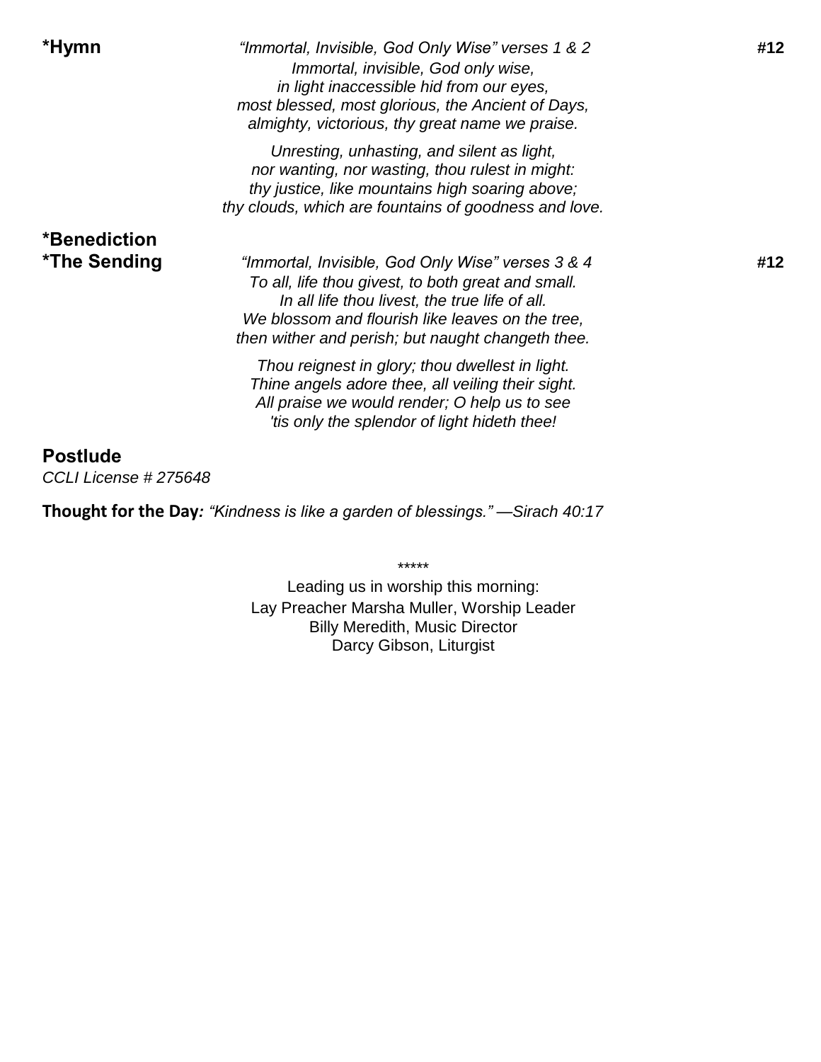**\*Hymn** *"Immortal, Invisible, God Only Wise" verses 1 & 2* **#12**

*Immortal, invisible, God only wise,*
*in light inaccessible hid from our eyes,*
*most blessed, most glorious, the Ancient of Days,*
*almighty, victorious, thy great name we praise.*

*Unresting, unhasting, and silent as light,*
*nor wanting, nor wasting, thou rulest in might:*
*thy justice, like mountains high soaring above;*
*thy clouds, which are fountains of goodness and love.*

**\*Benediction**

**\*The Sending** *"Immortal, Invisible, God Only Wise" verses 3 & 4* **#12**

*To all, life thou givest, to both great and small.*
*In all life thou livest, the true life of all.*
*We blossom and flourish like leaves on the tree,*
*then wither and perish; but naught changeth thee.*

*Thou reignest in glory; thou dwellest in light.*
*Thine angels adore thee, all veiling their sight.*
*All praise we would render; O help us to see*
*'tis only the splendor of light hideth thee!*

**Postlude**

*CCLI License # 275648*

**Thought for the Day***: "Kindness is like a garden of blessings." —Sirach 40:17*

\*\*\*\*\*

Leading us in worship this morning:
Lay Preacher Marsha Muller, Worship Leader
Billy Meredith, Music Director
Darcy Gibson, Liturgist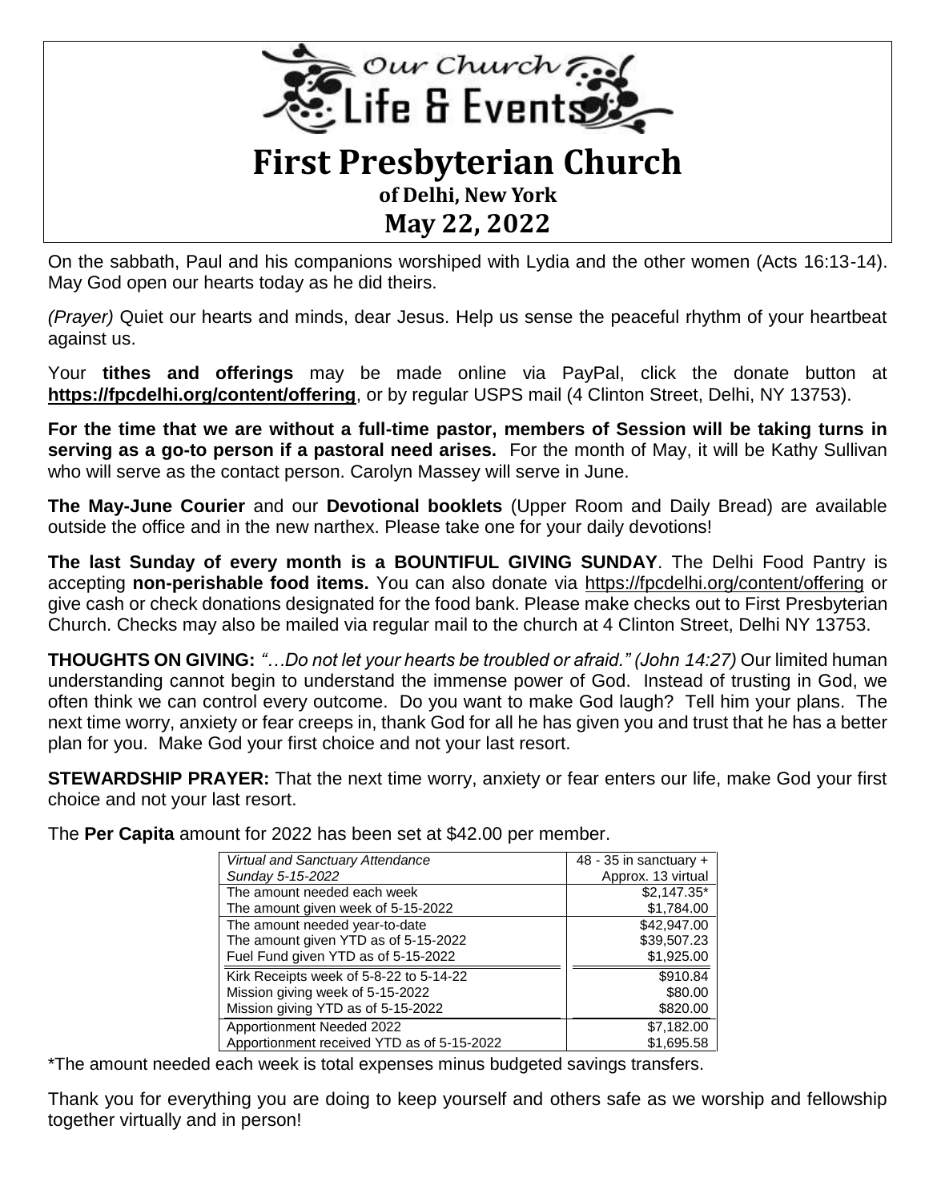# Our Church Life & Events

# First Presbyterian Church

### of Delhi, New York

## May 22, 2022

On the sabbath, Paul and his companions worshiped with Lydia and the other women (Acts 16:13-14). May God open our hearts today as he did theirs.

*(Prayer)* Quiet our hearts and minds, dear Jesus. Help us sense the peaceful rhythm of your heartbeat against us.

Your **tithes and offerings** may be made online via PayPal, click the donate button at **https://fpcdelhi.org/content/offering**, or by regular USPS mail (4 Clinton Street, Delhi, NY 13753).

**For the time that we are without a full-time pastor, members of Session will be taking turns in serving as a go-to person if a pastoral need arises.** For the month of May, it will be Kathy Sullivan who will serve as the contact person. Carolyn Massey will serve in June.

**The May-June Courier** and our **Devotional booklets** (Upper Room and Daily Bread) are available outside the office and in the new narthex. Please take one for your daily devotions!

**The last Sunday of every month is a BOUNTIFUL GIVING SUNDAY**. The Delhi Food Pantry is accepting **non-perishable food items.** You can also donate via https://fpcdelhi.org/content/offering or give cash or check donations designated for the food bank. Please make checks out to First Presbyterian Church. Checks may also be mailed via regular mail to the church at 4 Clinton Street, Delhi NY 13753.

**THOUGHTS ON GIVING:** *"…Do not let your hearts be troubled or afraid." (John 14:27)* Our limited human understanding cannot begin to understand the immense power of God. Instead of trusting in God, we often think we can control every outcome. Do you want to make God laugh? Tell him your plans. The next time worry, anxiety or fear creeps in, thank God for all he has given you and trust that he has a better plan for you. Make God your first choice and not your last resort.

**STEWARDSHIP PRAYER:** That the next time worry, anxiety or fear enters our life, make God your first choice and not your last resort.

The **Per Capita** amount for 2022 has been set at $42.00 per member.

| *Virtual and Sanctuary Attendance Sunday 5-15-2022* | 48 - 35 in sanctuary + Approx. 13 virtual |
|---|---|
| The amount needed each week | $2,147.35* |
| The amount given week of 5-15-2022 | $1,784.00 |
| The amount needed year-to-date | $42,947.00 |
| The amount given YTD as of 5-15-2022 | $39,507.23 |
| Fuel Fund given YTD as of 5-15-2022 | $1,925.00 |
| Kirk Receipts week of 5-8-22 to 5-14-22 | $910.84 |
| Mission giving week of 5-15-2022 | $80.00 |
| Mission giving YTD as of 5-15-2022 | $820.00 |
| Apportionment Needed 2022 | $7,182.00 |
| Apportionment received YTD as of 5-15-2022 | $1,695.58 |

*The amount needed each week is total expenses minus budgeted savings transfers.

Thank you for everything you are doing to keep yourself and others safe as we worship and fellowship together virtually and in person!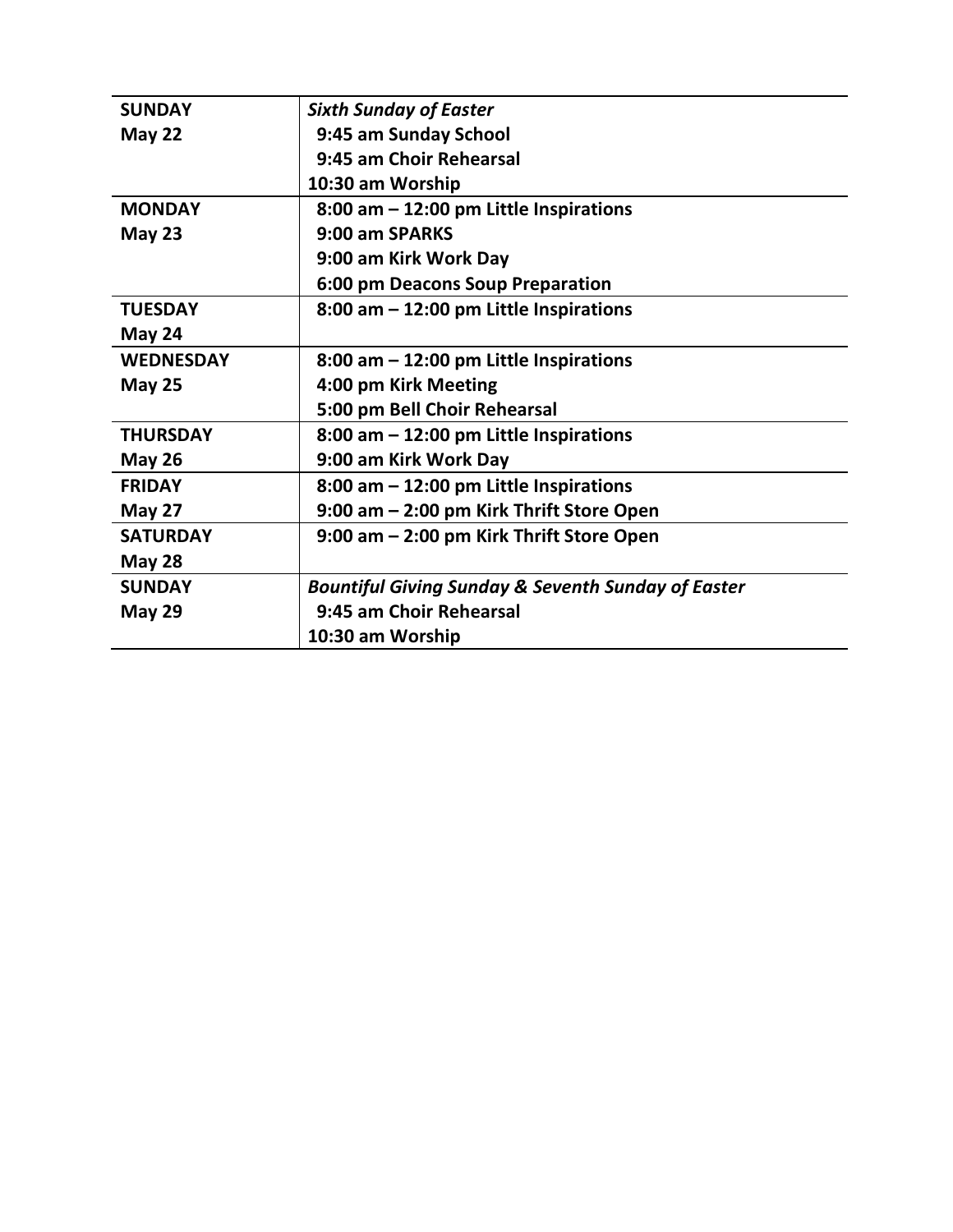| | |
|---|---|
| **SUNDAY**<br>**May 22** | ***Sixth Sunday of Easter***<br>**9:45 am Sunday School**<br>**9:45 am Choir Rehearsal**<br>**10:30 am Worship** |
| **MONDAY**<br>**May 23** | **8:00 am – 12:00 pm Little Inspirations**<br>**9:00 am SPARKS**<br>**9:00 am Kirk Work Day**<br>**6:00 pm Deacons Soup Preparation** |
| **TUESDAY**<br>**May 24** | **8:00 am – 12:00 pm Little Inspirations** |
| **WEDNESDAY**<br>**May 25** | **8:00 am – 12:00 pm Little Inspirations**<br>**4:00 pm Kirk Meeting**<br>**5:00 pm Bell Choir Rehearsal** |
| **THURSDAY**<br>**May 26** | **8:00 am – 12:00 pm Little Inspirations**<br>**9:00 am Kirk Work Day** |
| **FRIDAY**<br>**May 27** | **8:00 am – 12:00 pm Little Inspirations**<br>**9:00 am – 2:00 pm Kirk Thrift Store Open** |
| **SATURDAY**<br>**May 28** | **9:00 am – 2:00 pm Kirk Thrift Store Open** |
| **SUNDAY**<br>**May 29** | ***Bountiful Giving Sunday & Seventh Sunday of Easter***<br>**9:45 am Choir Rehearsal**<br>**10:30 am Worship** |